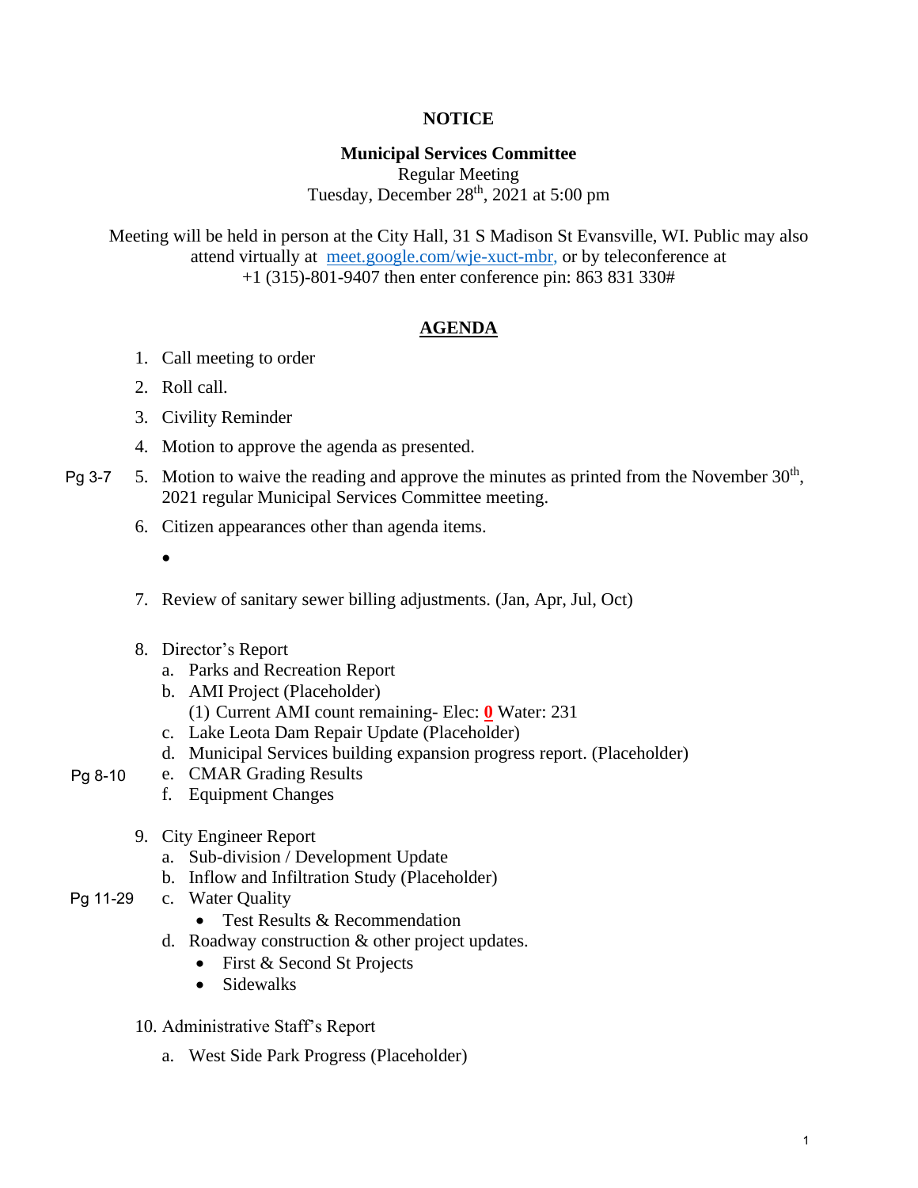**NOTICE**

**Municipal Services Committee**
Regular Meeting
Tuesday, December 28th, 2021 at 5:00 pm

Meeting will be held in person at the City Hall, 31 S Madison St Evansville, WI. Public may also attend virtually at [meet.google.com/wje-xuct-mbr,](meet.google.com/wje-xuct-mbr) or by teleconference at +1 (315)-801-9407 then enter conference pin: 863 831 330#

## AGENDA

1. Call meeting to order
2. Roll call.
3. Civility Reminder
4. Motion to approve the agenda as presented.
5. Motion to waive the reading and approve the minutes as printed from the November 30th, 2021 regular Municipal Services Committee meeting. (Pg 3-7)
6. Citizen appearances other than agenda items.
   - 
7. Review of sanitary sewer billing adjustments. (Jan, Apr, Jul, Oct)
8. Director's Report
   a. Parks and Recreation Report
   b. AMI Project (Placeholder)
      (1) Current AMI count remaining- Elec: **0** Water: 231
   c. Lake Leota Dam Repair Update (Placeholder)
   d. Municipal Services building expansion progress report. (Placeholder)
   e. CMAR Grading Results (Pg 8-10)
   f. Equipment Changes
9. City Engineer Report
   a. Sub-division / Development Update
   b. Inflow and Infiltration Study (Placeholder)
   c. Water Quality (Pg 11-29)
      - Test Results & Recommendation
   d. Roadway construction & other project updates.
      - First & Second St Projects
      - Sidewalks
10. Administrative Staff's Report
    a. West Side Park Progress (Placeholder)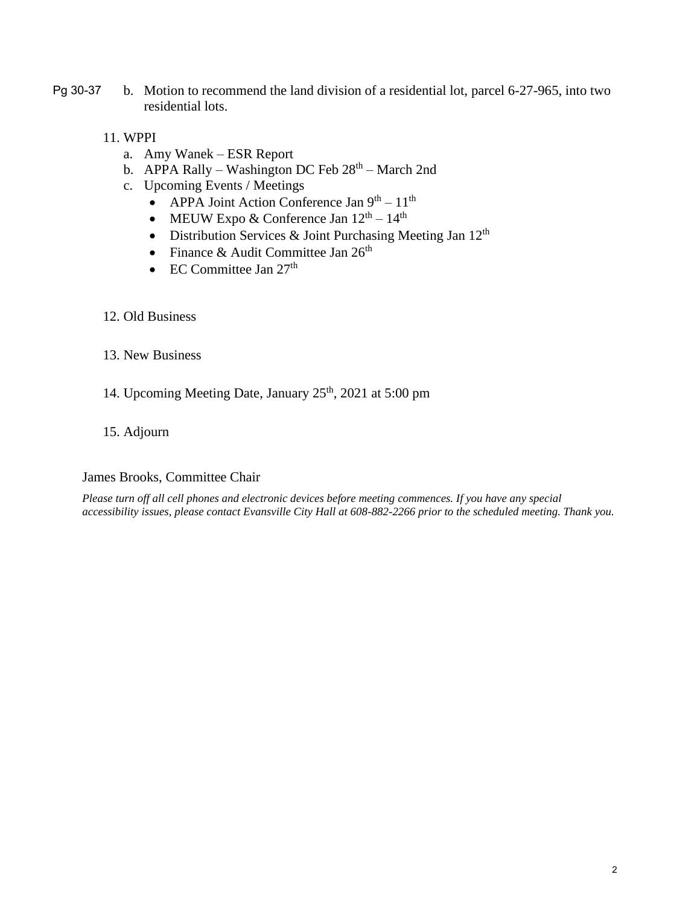Pg 30-37 b. Motion to recommend the land division of a residential lot, parcel 6-27-965, into two residential lots.

11. WPPI
    a. Amy Wanek – ESR Report
    b. APPA Rally – Washington DC Feb 28th – March 2nd
    c. Upcoming Events / Meetings
        - APPA Joint Action Conference Jan 9th – 11th
        - MEUW Expo & Conference Jan 12th – 14th
        - Distribution Services & Joint Purchasing Meeting Jan 12th
        - Finance & Audit Committee Jan 26th
        - EC Committee Jan 27th

12. Old Business

13. New Business

14. Upcoming Meeting Date, January 25th, 2021 at 5:00 pm

15. Adjourn

James Brooks, Committee Chair

*Please turn off all cell phones and electronic devices before meeting commences. If you have any special accessibility issues, please contact Evansville City Hall at 608-882-2266 prior to the scheduled meeting. Thank you.*